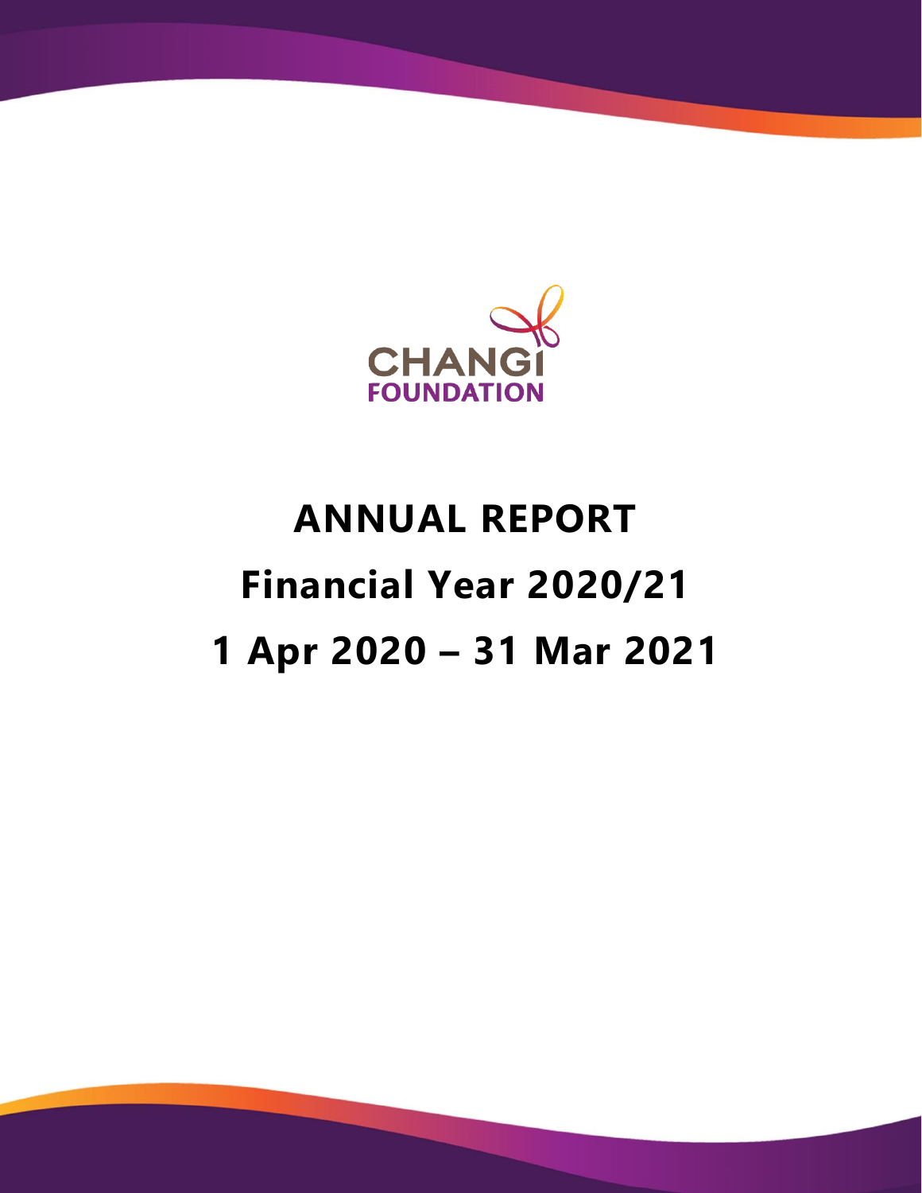CHANGI FOUNDATION

# ANNUAL REPORT

## Financial Year 2020/21

## 1 Apr 2020 – 31 Mar 2021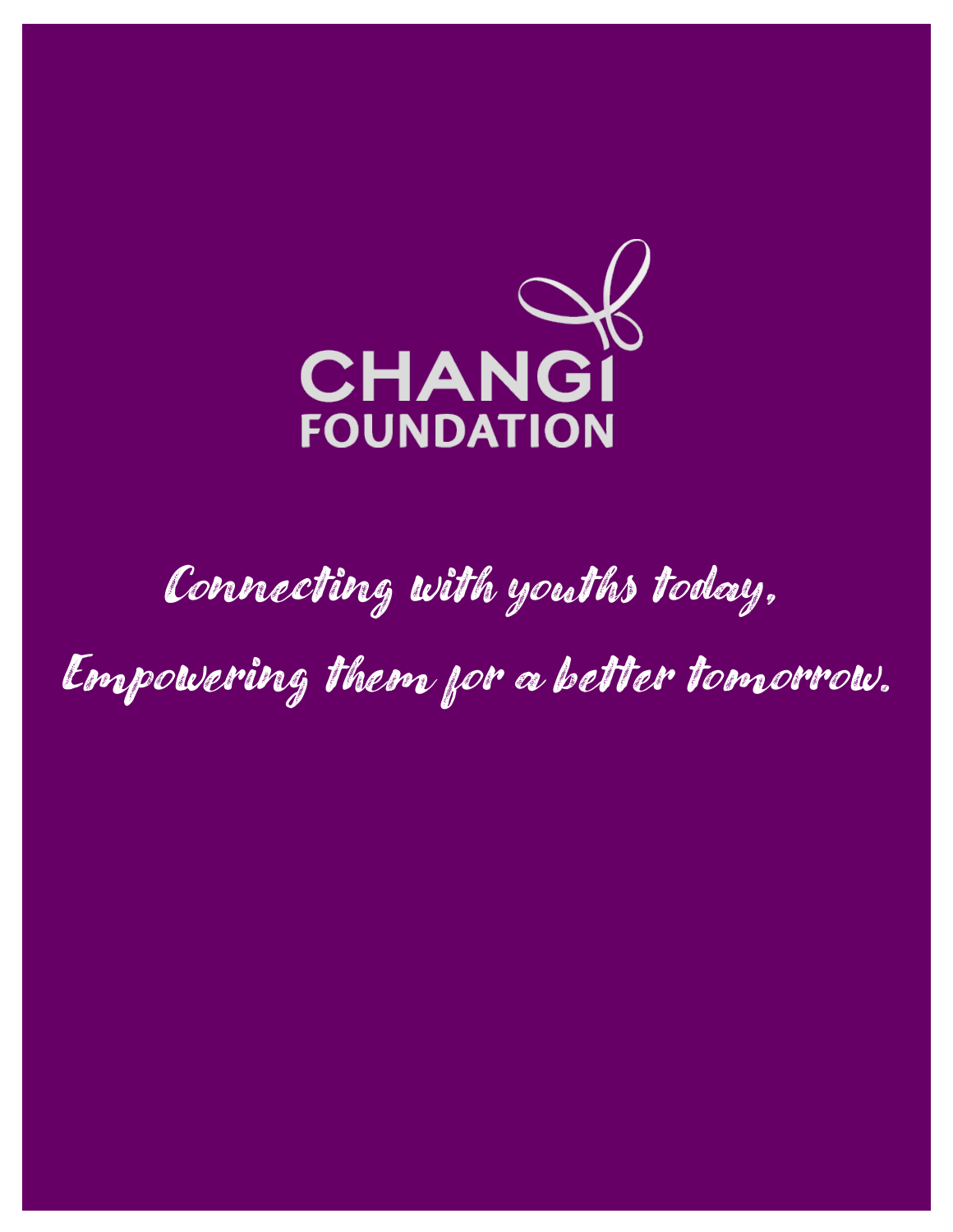# CHANGI FOUNDATION

*Connecting with youths today,*

*Empowering them for a better tomorrow.*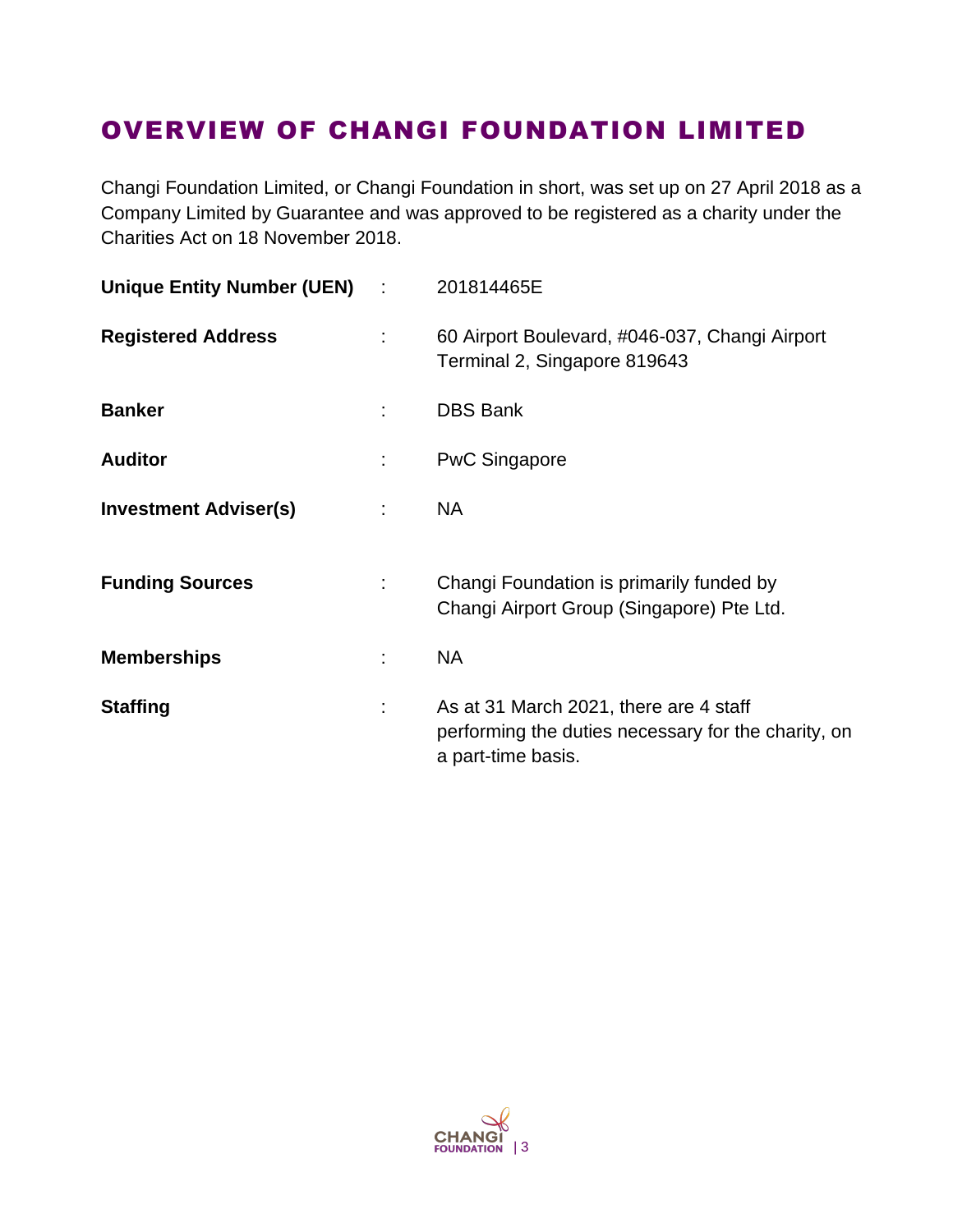# OVERVIEW OF CHANGI FOUNDATION LIMITED

Changi Foundation Limited, or Changi Foundation in short, was set up on 27 April 2018 as a Company Limited by Guarantee and was approved to be registered as a charity under the Charities Act on 18 November 2018.

| | | |
|---|---|---|
| **Unique Entity Number (UEN)** | : | 201814465E |
| **Registered Address** | : | 60 Airport Boulevard, #046-037, Changi Airport Terminal 2, Singapore 819643 |
| **Banker** | : | DBS Bank |
| **Auditor** | : | PwC Singapore |
| **Investment Adviser(s)** | : | NA |
| **Funding Sources** | : | Changi Foundation is primarily funded by Changi Airport Group (Singapore) Pte Ltd. |
| **Memberships** | : | NA |
| **Staffing** | : | As at 31 March 2021, there are 4 staff performing the duties necessary for the charity, on a part-time basis. |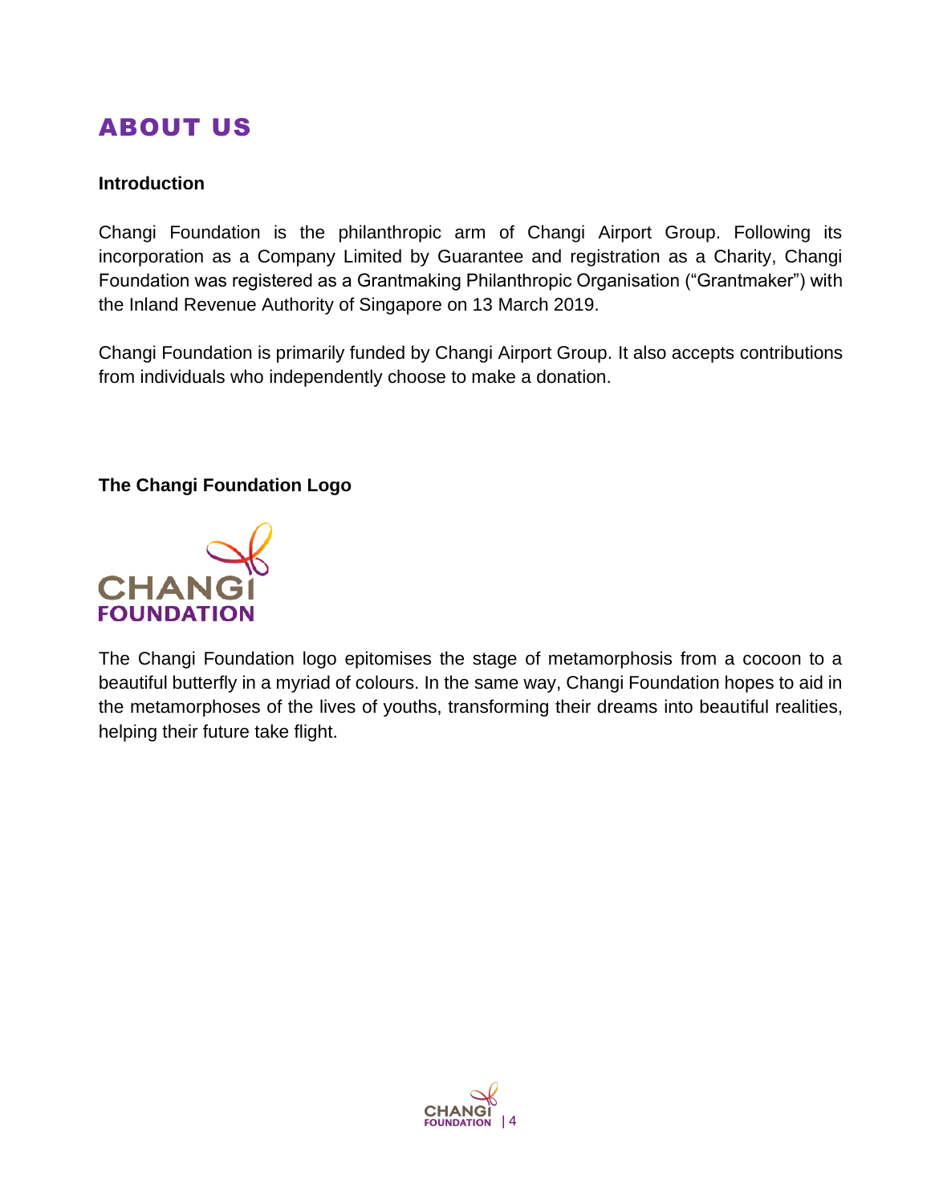# ABOUT US

### Introduction

Changi Foundation is the philanthropic arm of Changi Airport Group. Following its incorporation as a Company Limited by Guarantee and registration as a Charity, Changi Foundation was registered as a Grantmaking Philanthropic Organisation ("Grantmaker") with the Inland Revenue Authority of Singapore on 13 March 2019.

Changi Foundation is primarily funded by Changi Airport Group. It also accepts contributions from individuals who independently choose to make a donation.

### The Changi Foundation Logo

The Changi Foundation logo epitomises the stage of metamorphosis from a cocoon to a beautiful butterfly in a myriad of colours. In the same way, Changi Foundation hopes to aid in the metamorphoses of the lives of youths, transforming their dreams into beautiful realities, helping their future take flight.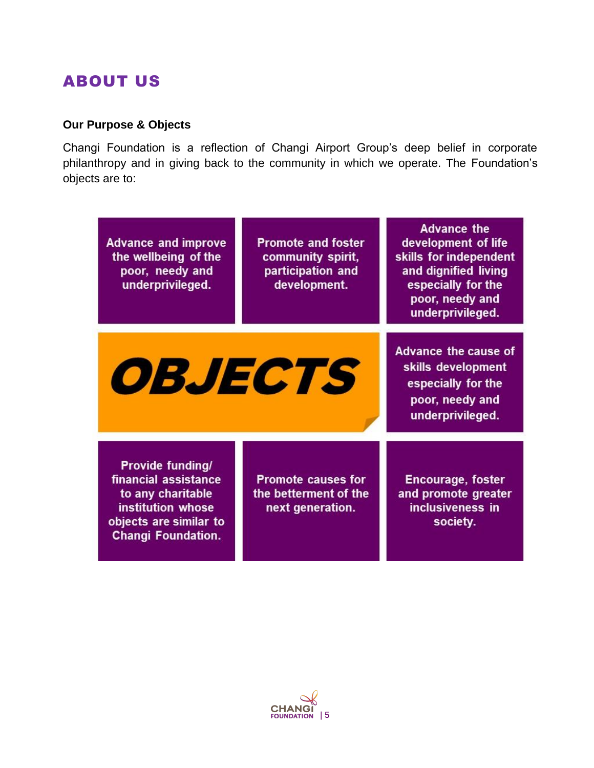# ABOUT US

**Our Purpose & Objects**

Changi Foundation is a reflection of Changi Airport Group's deep belief in corporate philanthropy and in giving back to the community in which we operate. The Foundation's objects are to:

**OBJECTS**

- Advance and improve the wellbeing of the poor, needy and underprivileged.
- Promote and foster community spirit, participation and development.
- Advance the development of life skills for independent and dignified living especially for the poor, needy and underprivileged.
- Advance the cause of skills development especially for the poor, needy and underprivileged.
- Provide funding/ financial assistance to any charitable institution whose objects are similar to Changi Foundation.
- Promote causes for the betterment of the next generation.
- Encourage, foster and promote greater inclusiveness in society.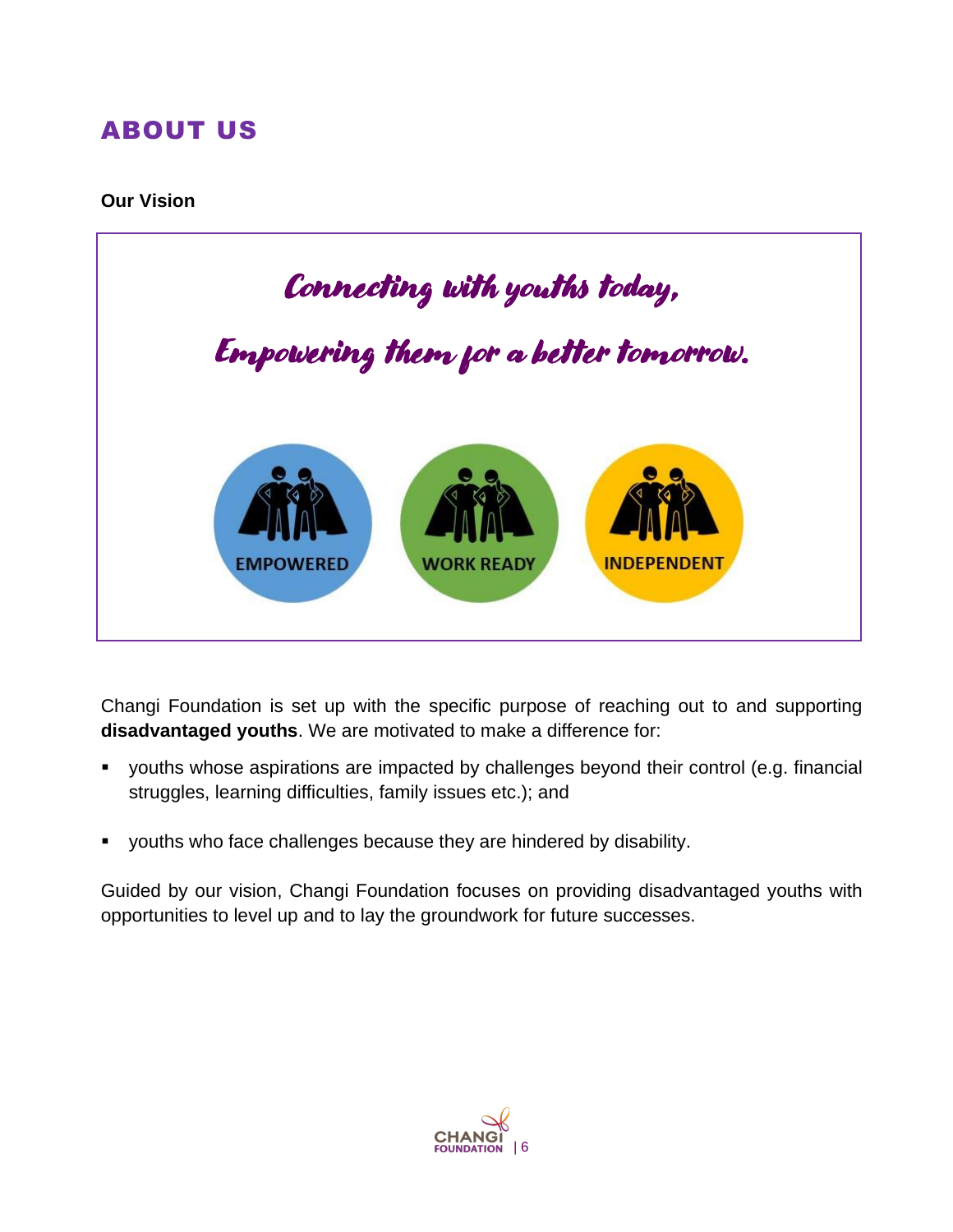# ABOUT US

**Our Vision**

*Connecting with youths today,*

*Empowering them for a better tomorrow.*

EMPOWERED | WORK READY | INDEPENDENT

Changi Foundation is set up with the specific purpose of reaching out to and supporting **disadvantaged youths**. We are motivated to make a difference for:

- youths whose aspirations are impacted by challenges beyond their control (e.g. financial struggles, learning difficulties, family issues etc.); and
- youths who face challenges because they are hindered by disability.

Guided by our vision, Changi Foundation focuses on providing disadvantaged youths with opportunities to level up and to lay the groundwork for future successes.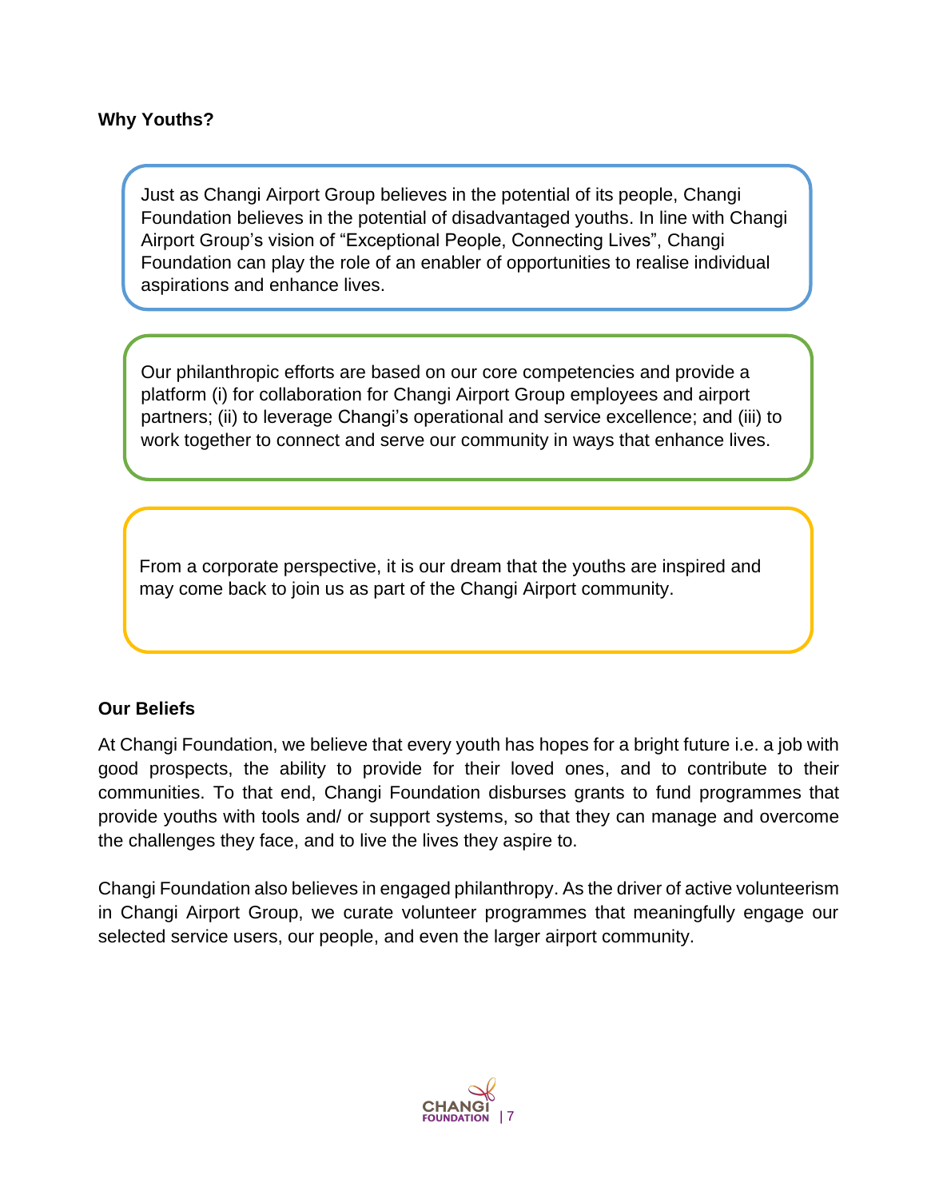**Why Youths?**

Just as Changi Airport Group believes in the potential of its people, Changi Foundation believes in the potential of disadvantaged youths. In line with Changi Airport Group's vision of "Exceptional People, Connecting Lives", Changi Foundation can play the role of an enabler of opportunities to realise individual aspirations and enhance lives.

Our philanthropic efforts are based on our core competencies and provide a platform (i) for collaboration for Changi Airport Group employees and airport partners; (ii) to leverage Changi's operational and service excellence; and (iii) to work together to connect and serve our community in ways that enhance lives.

From a corporate perspective, it is our dream that the youths are inspired and may come back to join us as part of the Changi Airport community.

**Our Beliefs**

At Changi Foundation, we believe that every youth has hopes for a bright future i.e. a job with good prospects, the ability to provide for their loved ones, and to contribute to their communities. To that end, Changi Foundation disburses grants to fund programmes that provide youths with tools and/ or support systems, so that they can manage and overcome the challenges they face, and to live the lives they aspire to.

Changi Foundation also believes in engaged philanthropy. As the driver of active volunteerism in Changi Airport Group, we curate volunteer programmes that meaningfully engage our selected service users, our people, and even the larger airport community.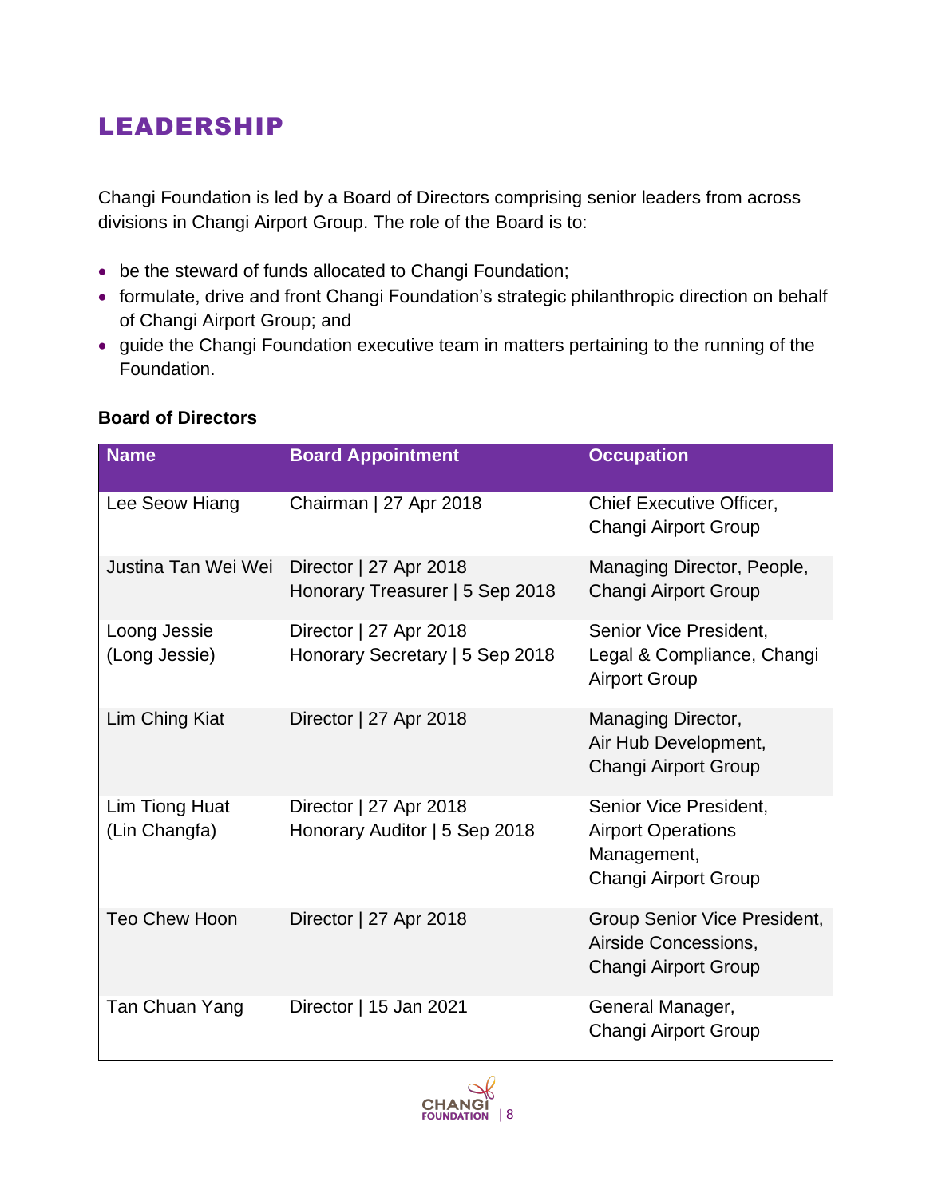# LEADERSHIP

Changi Foundation is led by a Board of Directors comprising senior leaders from across divisions in Changi Airport Group. The role of the Board is to:

- be the steward of funds allocated to Changi Foundation;
- formulate, drive and front Changi Foundation's strategic philanthropic direction on behalf of Changi Airport Group; and
- guide the Changi Foundation executive team in matters pertaining to the running of the Foundation.

**Board of Directors**

| Name | Board Appointment | Occupation |
|---|---|---|
| Lee Seow Hiang | Chairman \| 27 Apr 2018 | Chief Executive Officer, Changi Airport Group |
| Justina Tan Wei Wei | Director \| 27 Apr 2018<br>Honorary Treasurer \| 5 Sep 2018 | Managing Director, People, Changi Airport Group |
| Loong Jessie (Long Jessie) | Director \| 27 Apr 2018<br>Honorary Secretary \| 5 Sep 2018 | Senior Vice President, Legal & Compliance, Changi Airport Group |
| Lim Ching Kiat | Director \| 27 Apr 2018 | Managing Director, Air Hub Development, Changi Airport Group |
| Lim Tiong Huat (Lin Changfa) | Director \| 27 Apr 2018<br>Honorary Auditor \| 5 Sep 2018 | Senior Vice President, Airport Operations Management, Changi Airport Group |
| Teo Chew Hoon | Director \| 27 Apr 2018 | Group Senior Vice President, Airside Concessions, Changi Airport Group |
| Tan Chuan Yang | Director \| 15 Jan 2021 | General Manager, Changi Airport Group |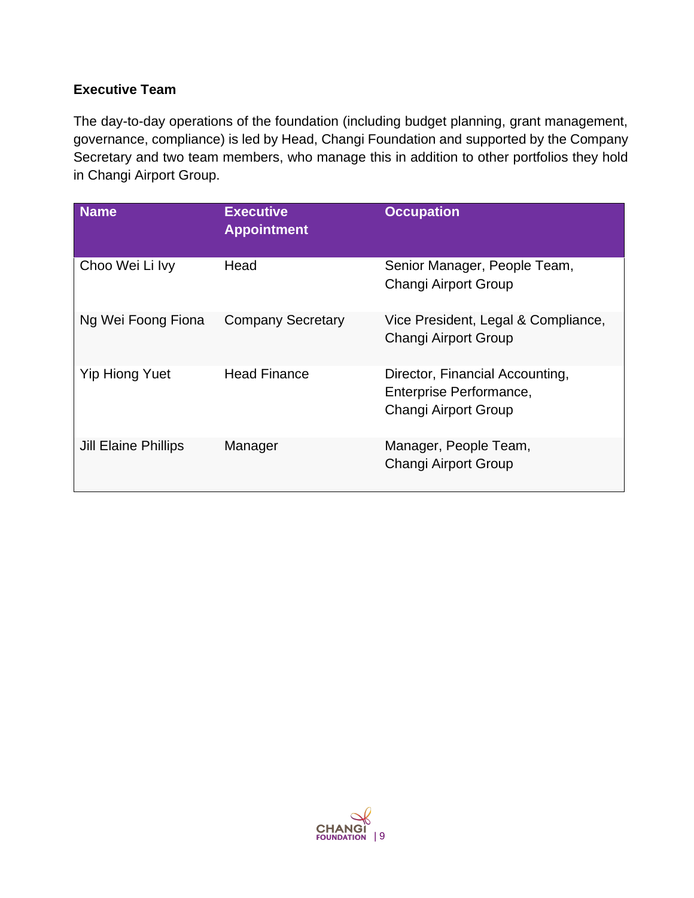**Executive Team**

The day-to-day operations of the foundation (including budget planning, grant management, governance, compliance) is led by Head, Changi Foundation and supported by the Company Secretary and two team members, who manage this in addition to other portfolios they hold in Changi Airport Group.

| Name | Executive Appointment | Occupation |
|---|---|---|
| Choo Wei Li Ivy | Head | Senior Manager, People Team, Changi Airport Group |
| Ng Wei Foong Fiona | Company Secretary | Vice President, Legal & Compliance, Changi Airport Group |
| Yip Hiong Yuet | Head Finance | Director, Financial Accounting, Enterprise Performance, Changi Airport Group |
| Jill Elaine Phillips | Manager | Manager, People Team, Changi Airport Group |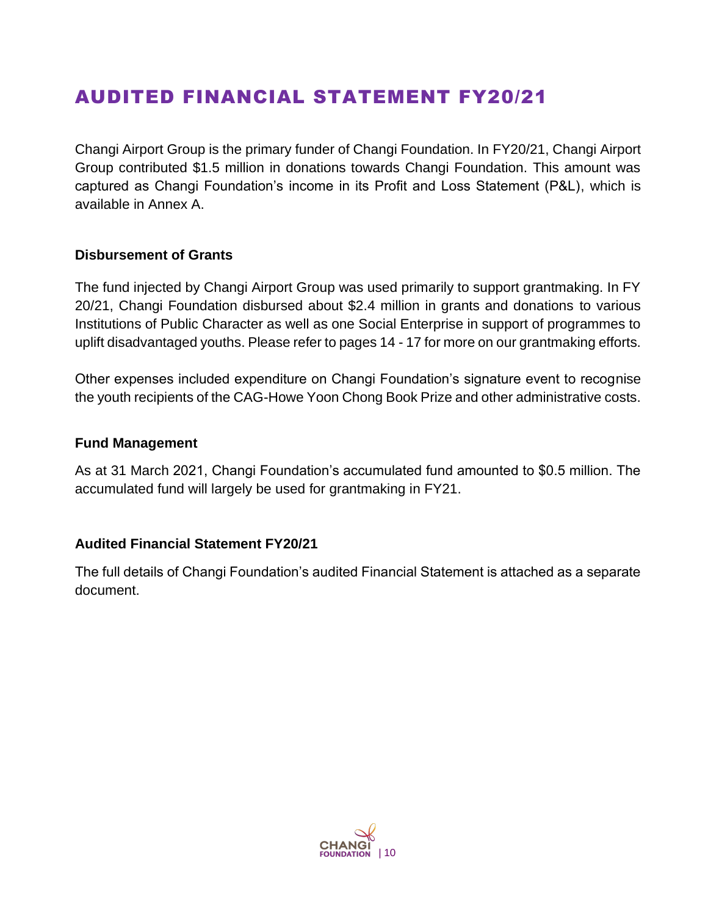# AUDITED FINANCIAL STATEMENT FY20/21

Changi Airport Group is the primary funder of Changi Foundation. In FY20/21, Changi Airport Group contributed $1.5 million in donations towards Changi Foundation. This amount was captured as Changi Foundation's income in its Profit and Loss Statement (P&L), which is available in Annex A.

### Disbursement of Grants

The fund injected by Changi Airport Group was used primarily to support grantmaking. In FY 20/21, Changi Foundation disbursed about $2.4 million in grants and donations to various Institutions of Public Character as well as one Social Enterprise in support of programmes to uplift disadvantaged youths. Please refer to pages 14 - 17 for more on our grantmaking efforts.

Other expenses included expenditure on Changi Foundation's signature event to recognise the youth recipients of the CAG-Howe Yoon Chong Book Prize and other administrative costs.

### Fund Management

As at 31 March 2021, Changi Foundation's accumulated fund amounted to $0.5 million. The accumulated fund will largely be used for grantmaking in FY21.

### Audited Financial Statement FY20/21

The full details of Changi Foundation's audited Financial Statement is attached as a separate document.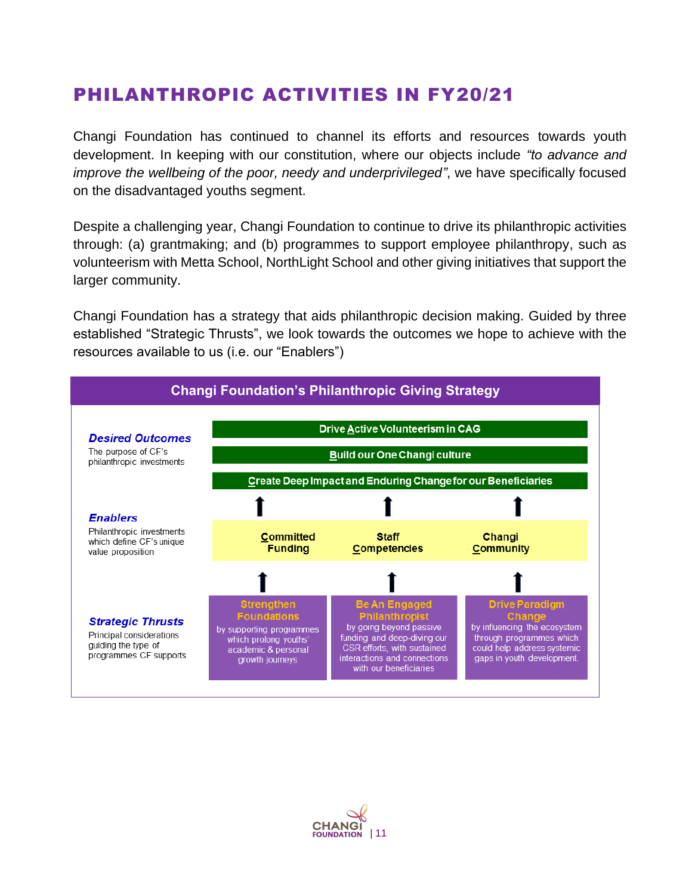# PHILANTHROPIC ACTIVITIES IN FY20/21

Changi Foundation has continued to channel its efforts and resources towards youth development. In keeping with our constitution, where our objects include *"to advance and improve the wellbeing of the poor, needy and underprivileged"*, we have specifically focused on the disadvantaged youths segment.

Despite a challenging year, Changi Foundation to continue to drive its philanthropic activities through: (a) grantmaking; and (b) programmes to support employee philanthropy, such as volunteerism with Metta School, NorthLight School and other giving initiatives that support the larger community.

Changi Foundation has a strategy that aids philanthropic decision making. Guided by three established "Strategic Thrusts", we look towards the outcomes we hope to achieve with the resources available to us (i.e. our "Enablers")

## Changi Foundation's Philanthropic Giving Strategy

***Desired Outcomes***
The purpose of CF's philanthropic investments

- Drive Active Volunteerism in CAG
- Build our One Changi culture
- Create Deep Impact and Enduring Change for our Beneficiaries

***Enablers***
Philanthropic investments which define CF's unique value proposition

| Committed Funding | Staff Competencies | Changi Community |
|---|---|---|

***Strategic Thrusts***
Principal considerations guiding the type of programmes CF supports

| Strengthen Foundations | Be An Engaged Philanthropist | Drive Paradigm Change |
|---|---|---|
| by supporting programmes which prolong youths' academic & personal growth journeys | by going beyond passive funding and deep-diving our CSR efforts, with sustained interactions and connections with our beneficiaries | by influencing the ecosystem through programmes which could help address systemic gaps in youth development. |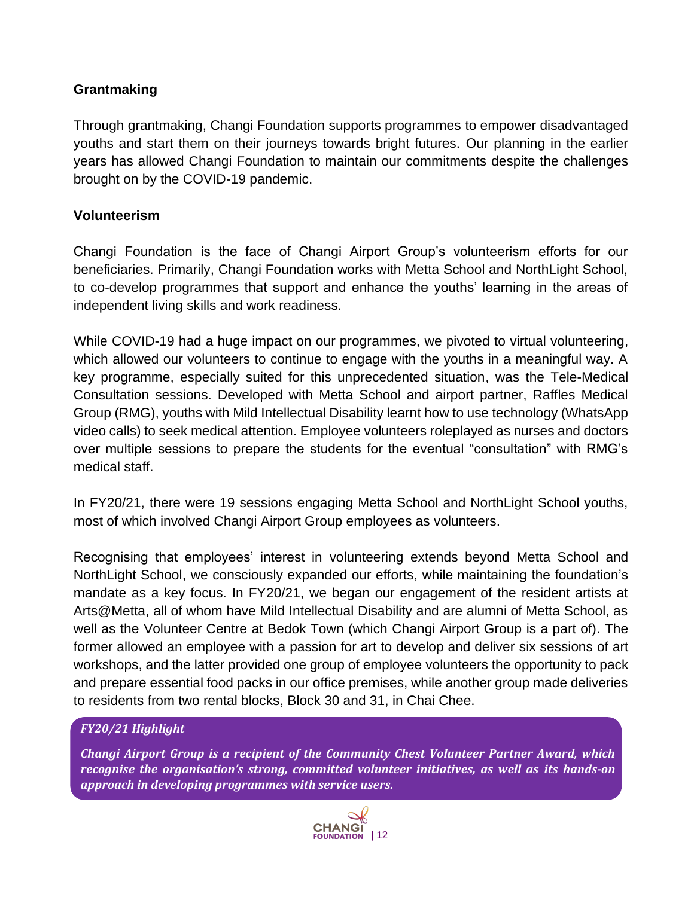**Grantmaking**

Through grantmaking, Changi Foundation supports programmes to empower disadvantaged youths and start them on their journeys towards bright futures. Our planning in the earlier years has allowed Changi Foundation to maintain our commitments despite the challenges brought on by the COVID-19 pandemic.

**Volunteerism**

Changi Foundation is the face of Changi Airport Group's volunteerism efforts for our beneficiaries. Primarily, Changi Foundation works with Metta School and NorthLight School, to co-develop programmes that support and enhance the youths' learning in the areas of independent living skills and work readiness.

While COVID-19 had a huge impact on our programmes, we pivoted to virtual volunteering, which allowed our volunteers to continue to engage with the youths in a meaningful way. A key programme, especially suited for this unprecedented situation, was the Tele-Medical Consultation sessions. Developed with Metta School and airport partner, Raffles Medical Group (RMG), youths with Mild Intellectual Disability learnt how to use technology (WhatsApp video calls) to seek medical attention. Employee volunteers roleplayed as nurses and doctors over multiple sessions to prepare the students for the eventual "consultation" with RMG's medical staff.

In FY20/21, there were 19 sessions engaging Metta School and NorthLight School youths, most of which involved Changi Airport Group employees as volunteers.

Recognising that employees' interest in volunteering extends beyond Metta School and NorthLight School, we consciously expanded our efforts, while maintaining the foundation's mandate as a key focus. In FY20/21, we began our engagement of the resident artists at Arts@Metta, all of whom have Mild Intellectual Disability and are alumni of Metta School, as well as the Volunteer Centre at Bedok Town (which Changi Airport Group is a part of). The former allowed an employee with a passion for art to develop and deliver six sessions of art workshops, and the latter provided one group of employee volunteers the opportunity to pack and prepare essential food packs in our office premises, while another group made deliveries to residents from two rental blocks, Block 30 and 31, in Chai Chee.

***FY20/21 Highlight***

***Changi Airport Group is a recipient of the Community Chest Volunteer Partner Award, which recognise the organisation's strong, committed volunteer initiatives, as well as its hands-on approach in developing programmes with service users.***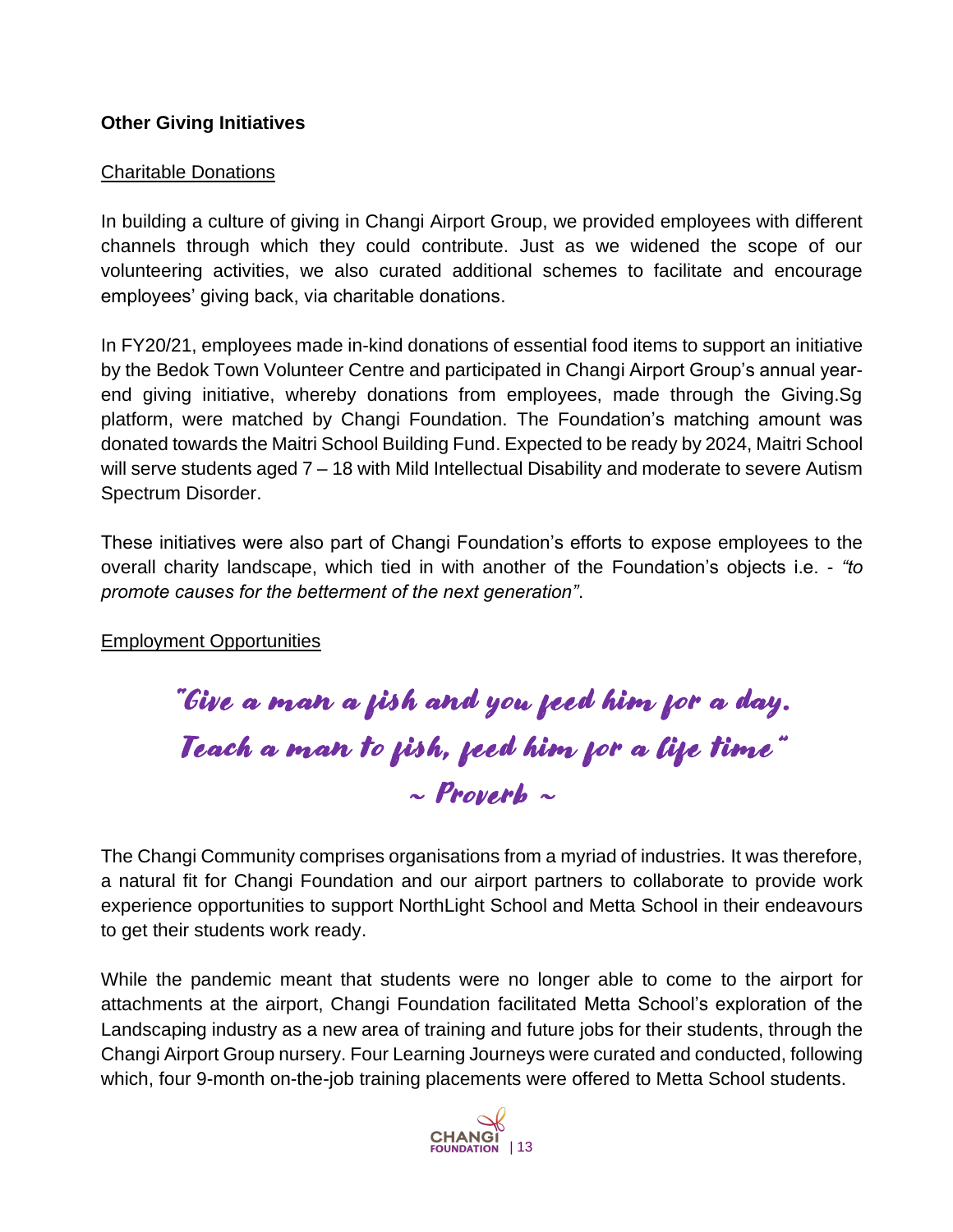**Other Giving Initiatives**

Charitable Donations

In building a culture of giving in Changi Airport Group, we provided employees with different channels through which they could contribute. Just as we widened the scope of our volunteering activities, we also curated additional schemes to facilitate and encourage employees' giving back, via charitable donations.

In FY20/21, employees made in-kind donations of essential food items to support an initiative by the Bedok Town Volunteer Centre and participated in Changi Airport Group's annual year-end giving initiative, whereby donations from employees, made through the Giving.Sg platform, were matched by Changi Foundation. The Foundation's matching amount was donated towards the Maitri School Building Fund. Expected to be ready by 2024, Maitri School will serve students aged 7 – 18 with Mild Intellectual Disability and moderate to severe Autism Spectrum Disorder.

These initiatives were also part of Changi Foundation's efforts to expose employees to the overall charity landscape, which tied in with another of the Foundation's objects i.e. - *"to promote causes for the betterment of the next generation"*.

Employment Opportunities

*"Give a man a fish and you feed him for a day.*
*Teach a man to fish, feed him for a life time"*
*~ Proverb ~*

The Changi Community comprises organisations from a myriad of industries. It was therefore, a natural fit for Changi Foundation and our airport partners to collaborate to provide work experience opportunities to support NorthLight School and Metta School in their endeavours to get their students work ready.

While the pandemic meant that students were no longer able to come to the airport for attachments at the airport, Changi Foundation facilitated Metta School's exploration of the Landscaping industry as a new area of training and future jobs for their students, through the Changi Airport Group nursery. Four Learning Journeys were curated and conducted, following which, four 9-month on-the-job training placements were offered to Metta School students.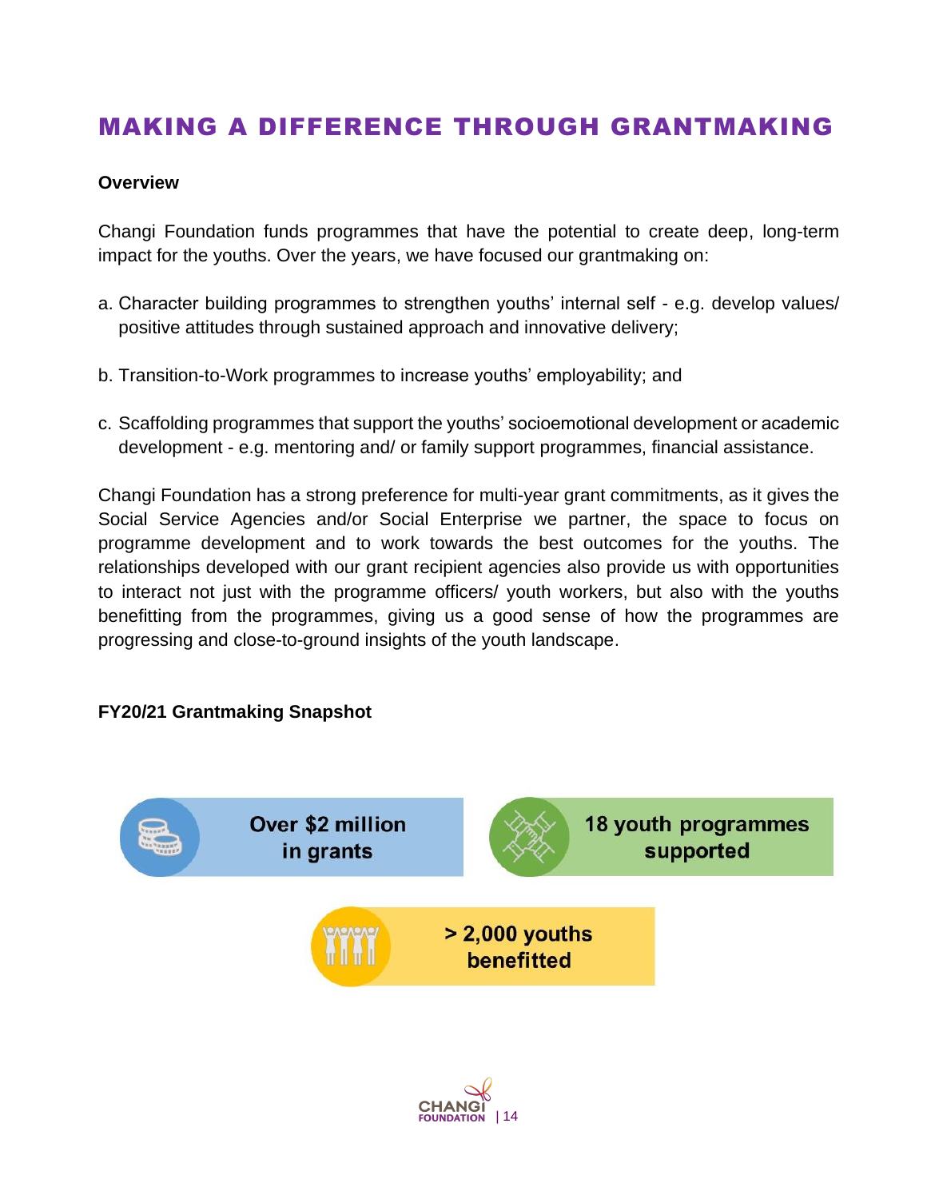# MAKING A DIFFERENCE THROUGH GRANTMAKING

**Overview**

Changi Foundation funds programmes that have the potential to create deep, long-term impact for the youths. Over the years, we have focused our grantmaking on:

a. Character building programmes to strengthen youths' internal self - e.g. develop values/ positive attitudes through sustained approach and innovative delivery;

b. Transition-to-Work programmes to increase youths' employability; and

c. Scaffolding programmes that support the youths' socioemotional development or academic development - e.g. mentoring and/ or family support programmes, financial assistance.

Changi Foundation has a strong preference for multi-year grant commitments, as it gives the Social Service Agencies and/or Social Enterprise we partner, the space to focus on programme development and to work towards the best outcomes for the youths. The relationships developed with our grant recipient agencies also provide us with opportunities to interact not just with the programme officers/ youth workers, but also with the youths benefitting from the programmes, giving us a good sense of how the programmes are progressing and close-to-ground insights of the youth landscape.

**FY20/21 Grantmaking Snapshot**

**Over $2 million in grants**

**18 youth programmes supported**

**> 2,000 youths benefitted**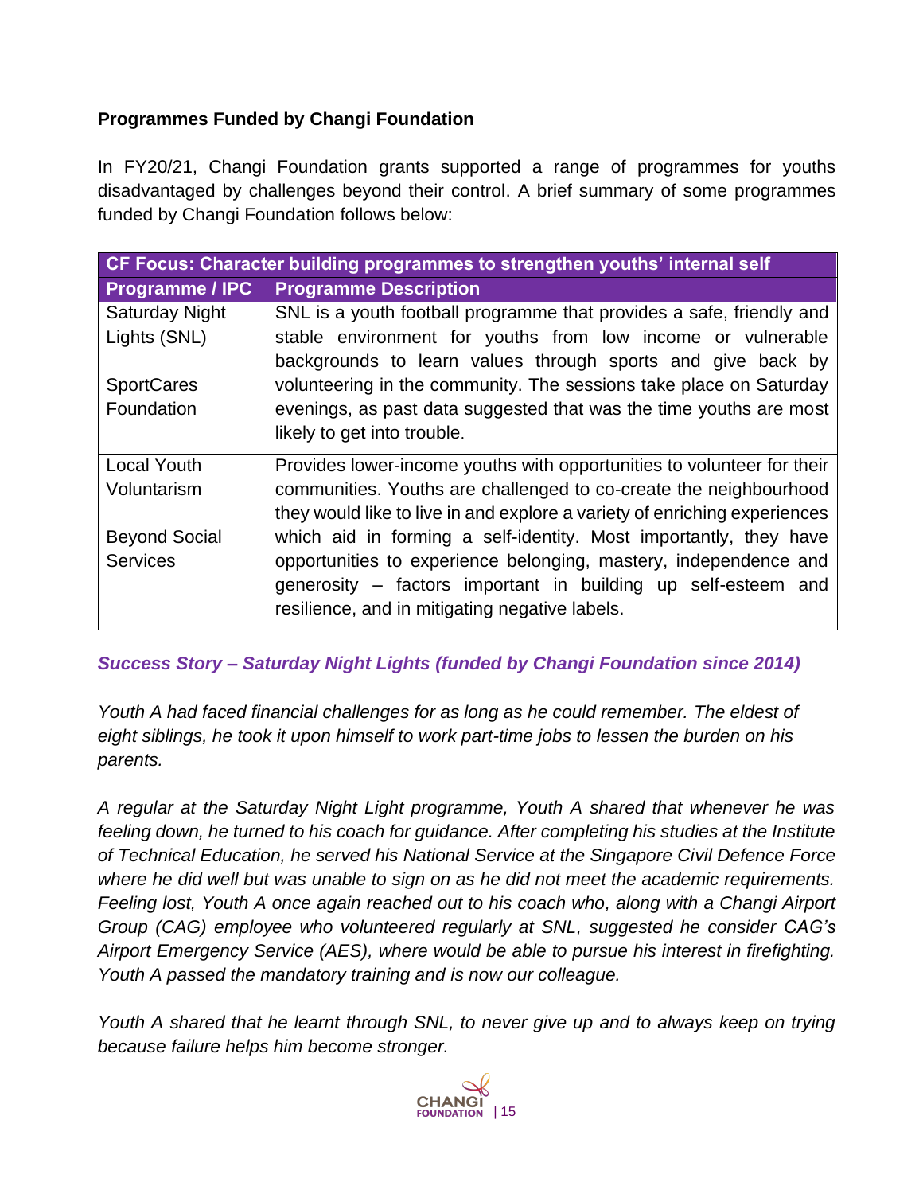### Programmes Funded by Changi Foundation

In FY20/21, Changi Foundation grants supported a range of programmes for youths disadvantaged by challenges beyond their control. A brief summary of some programmes funded by Changi Foundation follows below:

| CF Focus: Character building programmes to strengthen youths' internal self | |
|---|---|
| **Programme / IPC** | **Programme Description** |
| Saturday Night Lights (SNL)<br><br>SportCares Foundation | SNL is a youth football programme that provides a safe, friendly and stable environment for youths from low income or vulnerable backgrounds to learn values through sports and give back by volunteering in the community. The sessions take place on Saturday evenings, as past data suggested that was the time youths are most likely to get into trouble. |
| Local Youth Voluntarism<br><br>Beyond Social Services | Provides lower-income youths with opportunities to volunteer for their communities. Youths are challenged to co-create the neighbourhood they would like to live in and explore a variety of enriching experiences which aid in forming a self-identity. Most importantly, they have opportunities to experience belonging, mastery, independence and generosity – factors important in building up self-esteem and resilience, and in mitigating negative labels. |

***Success Story – Saturday Night Lights (funded by Changi Foundation since 2014)***

*Youth A had faced financial challenges for as long as he could remember. The eldest of eight siblings, he took it upon himself to work part-time jobs to lessen the burden on his parents.*

*A regular at the Saturday Night Light programme, Youth A shared that whenever he was feeling down, he turned to his coach for guidance. After completing his studies at the Institute of Technical Education, he served his National Service at the Singapore Civil Defence Force where he did well but was unable to sign on as he did not meet the academic requirements. Feeling lost, Youth A once again reached out to his coach who, along with a Changi Airport Group (CAG) employee who volunteered regularly at SNL, suggested he consider CAG's Airport Emergency Service (AES), where would be able to pursue his interest in firefighting. Youth A passed the mandatory training and is now our colleague.*

*Youth A shared that he learnt through SNL, to never give up and to always keep on trying because failure helps him become stronger.*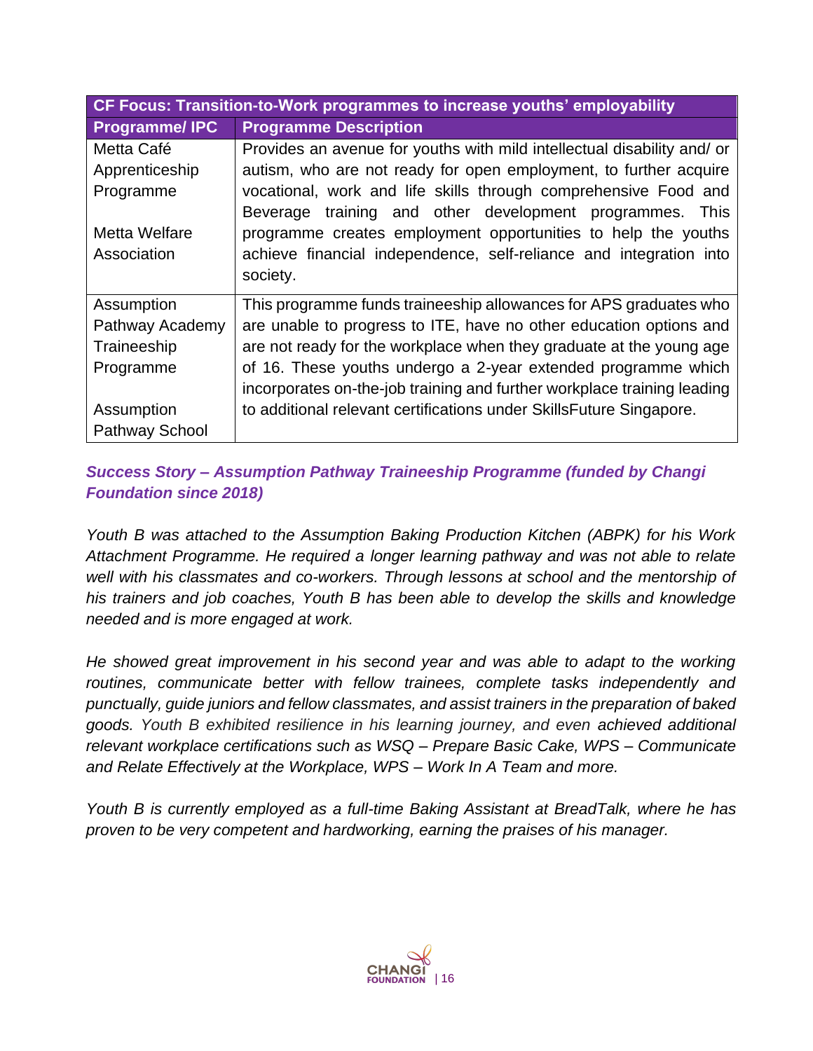| CF Focus: Transition-to-Work programmes to increase youths' employability | |
|---|---|
| **Programme/ IPC** | **Programme Description** |
| Metta Café Apprenticeship Programme<br><br>Metta Welfare Association | Provides an avenue for youths with mild intellectual disability and/ or autism, who are not ready for open employment, to further acquire vocational, work and life skills through comprehensive Food and Beverage training and other development programmes. This programme creates employment opportunities to help the youths achieve financial independence, self-reliance and integration into society. |
| Assumption Pathway Academy Traineeship Programme<br><br>Assumption Pathway School | This programme funds traineeship allowances for APS graduates who are unable to progress to ITE, have no other education options and are not ready for the workplace when they graduate at the young age of 16. These youths undergo a 2-year extended programme which incorporates on-the-job training and further workplace training leading to additional relevant certifications under SkillsFuture Singapore. |

***Success Story – Assumption Pathway Traineeship Programme (funded by Changi Foundation since 2018)***

*Youth B was attached to the Assumption Baking Production Kitchen (ABPK) for his Work Attachment Programme. He required a longer learning pathway and was not able to relate well with his classmates and co-workers. Through lessons at school and the mentorship of his trainers and job coaches, Youth B has been able to develop the skills and knowledge needed and is more engaged at work.*

*He showed great improvement in his second year and was able to adapt to the working routines, communicate better with fellow trainees, complete tasks independently and punctually, guide juniors and fellow classmates, and assist trainers in the preparation of baked goods. Youth B exhibited resilience in his learning journey, and even achieved additional relevant workplace certifications such as WSQ – Prepare Basic Cake, WPS – Communicate and Relate Effectively at the Workplace, WPS – Work In A Team and more.*

*Youth B is currently employed as a full-time Baking Assistant at BreadTalk, where he has proven to be very competent and hardworking, earning the praises of his manager.*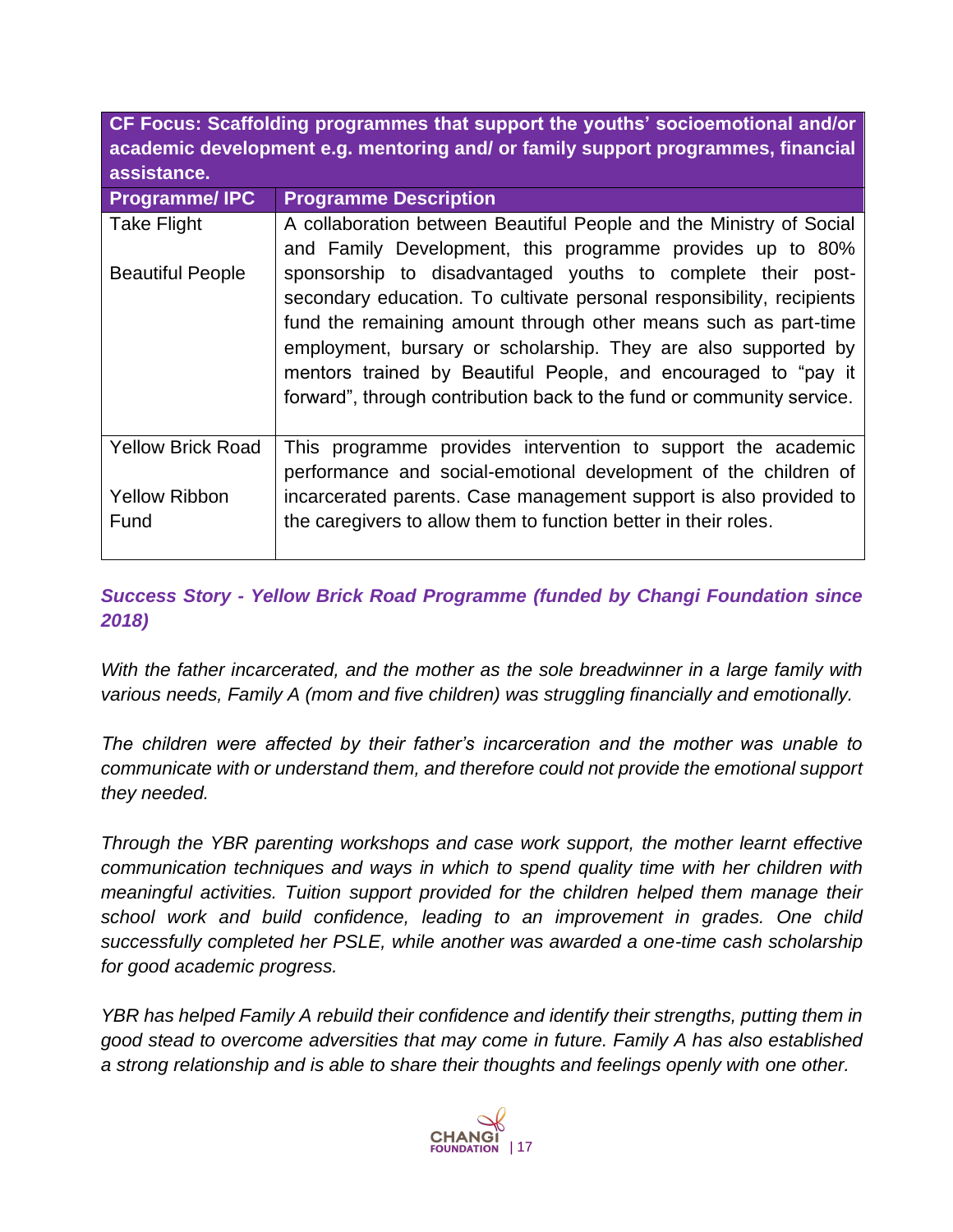| **CF Focus: Scaffolding programmes that support the youths' socioemotional and/or academic development e.g. mentoring and/ or family support programmes, financial assistance.** | |
|---|---|
| **Programme/ IPC** | **Programme Description** |
| Take Flight<br><br>Beautiful People | A collaboration between Beautiful People and the Ministry of Social and Family Development, this programme provides up to 80% sponsorship to disadvantaged youths to complete their post-secondary education. To cultivate personal responsibility, recipients fund the remaining amount through other means such as part-time employment, bursary or scholarship. They are also supported by mentors trained by Beautiful People, and encouraged to "pay it forward", through contribution back to the fund or community service. |
| Yellow Brick Road<br><br>Yellow Ribbon Fund | This programme provides intervention to support the academic performance and social-emotional development of the children of incarcerated parents. Case management support is also provided to the caregivers to allow them to function better in their roles. |

***Success Story - Yellow Brick Road Programme (funded by Changi Foundation since 2018)***

*With the father incarcerated, and the mother as the sole breadwinner in a large family with various needs, Family A (mom and five children) was struggling financially and emotionally.*

*The children were affected by their father's incarceration and the mother was unable to communicate with or understand them, and therefore could not provide the emotional support they needed.*

*Through the YBR parenting workshops and case work support, the mother learnt effective communication techniques and ways in which to spend quality time with her children with meaningful activities. Tuition support provided for the children helped them manage their school work and build confidence, leading to an improvement in grades. One child successfully completed her PSLE, while another was awarded a one-time cash scholarship for good academic progress.*

*YBR has helped Family A rebuild their confidence and identify their strengths, putting them in good stead to overcome adversities that may come in future. Family A has also established a strong relationship and is able to share their thoughts and feelings openly with one other.*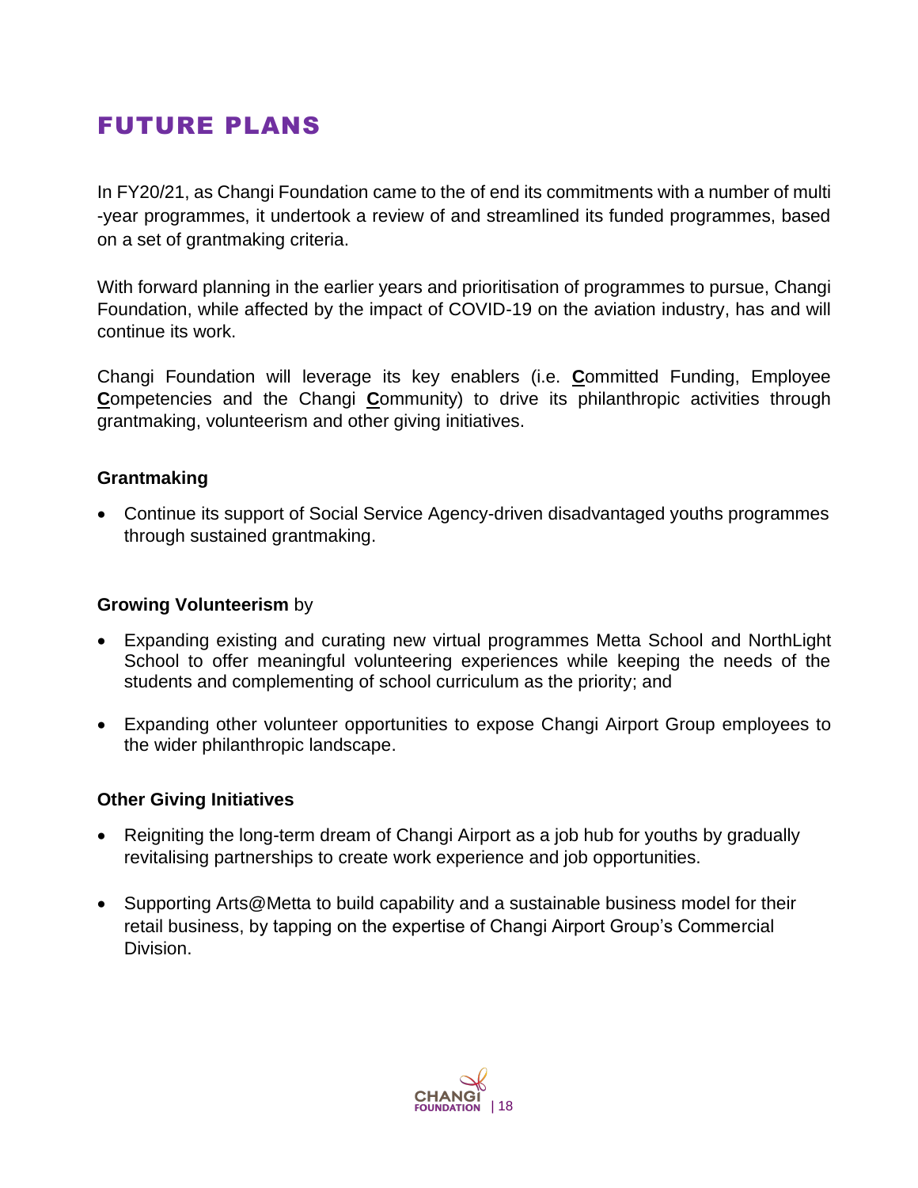# FUTURE PLANS

In FY20/21, as Changi Foundation came to the of end its commitments with a number of multi -year programmes, it undertook a review of and streamlined its funded programmes, based on a set of grantmaking criteria.

With forward planning in the earlier years and prioritisation of programmes to pursue, Changi Foundation, while affected by the impact of COVID-19 on the aviation industry, has and will continue its work.

Changi Foundation will leverage its key enablers (i.e. **C**ommitted Funding, Employee **C**ompetencies and the Changi **C**ommunity) to drive its philanthropic activities through grantmaking, volunteerism and other giving initiatives.

**Grantmaking**

- Continue its support of Social Service Agency-driven disadvantaged youths programmes through sustained grantmaking.

**Growing Volunteerism** by

- Expanding existing and curating new virtual programmes Metta School and NorthLight School to offer meaningful volunteering experiences while keeping the needs of the students and complementing of school curriculum as the priority; and
- Expanding other volunteer opportunities to expose Changi Airport Group employees to the wider philanthropic landscape.

**Other Giving Initiatives**

- Reigniting the long-term dream of Changi Airport as a job hub for youths by gradually revitalising partnerships to create work experience and job opportunities.
- Supporting Arts@Metta to build capability and a sustainable business model for their retail business, by tapping on the expertise of Changi Airport Group's Commercial Division.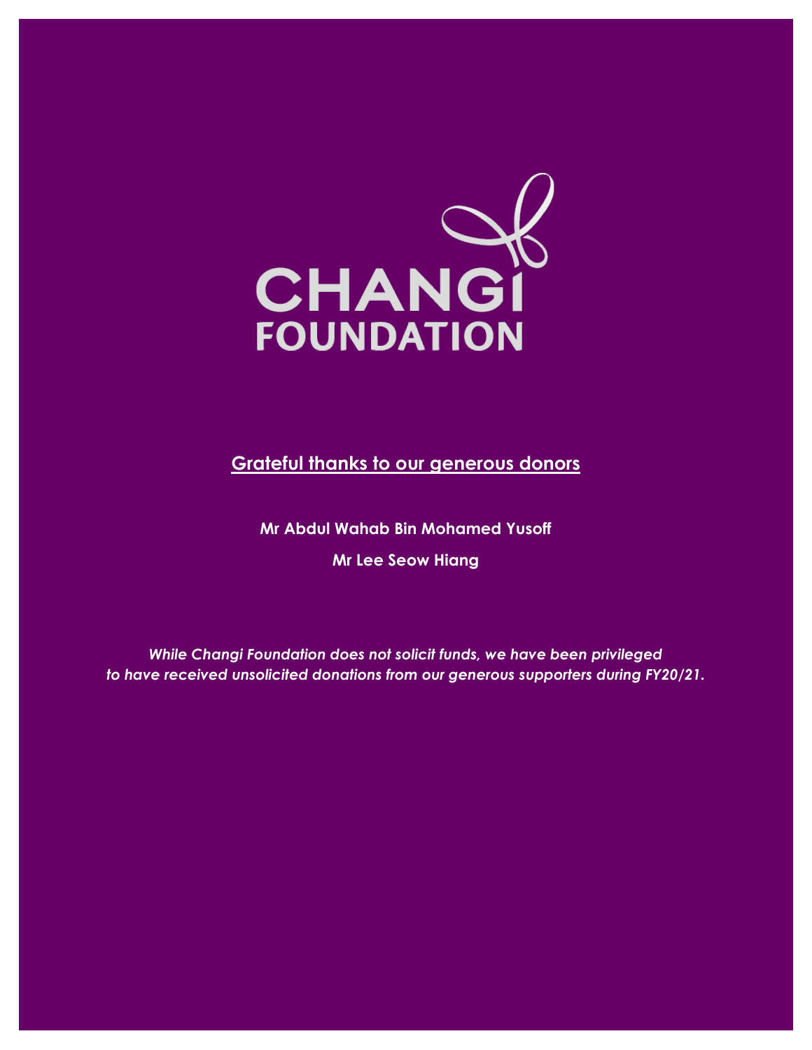CHANGI FOUNDATION

## Grateful thanks to our generous donors

**Mr Abdul Wahab Bin Mohamed Yusoff**

**Mr Lee Seow Hiang**

***While Changi Foundation does not solicit funds, we have been privileged to have received unsolicited donations from our generous supporters during FY20/21.***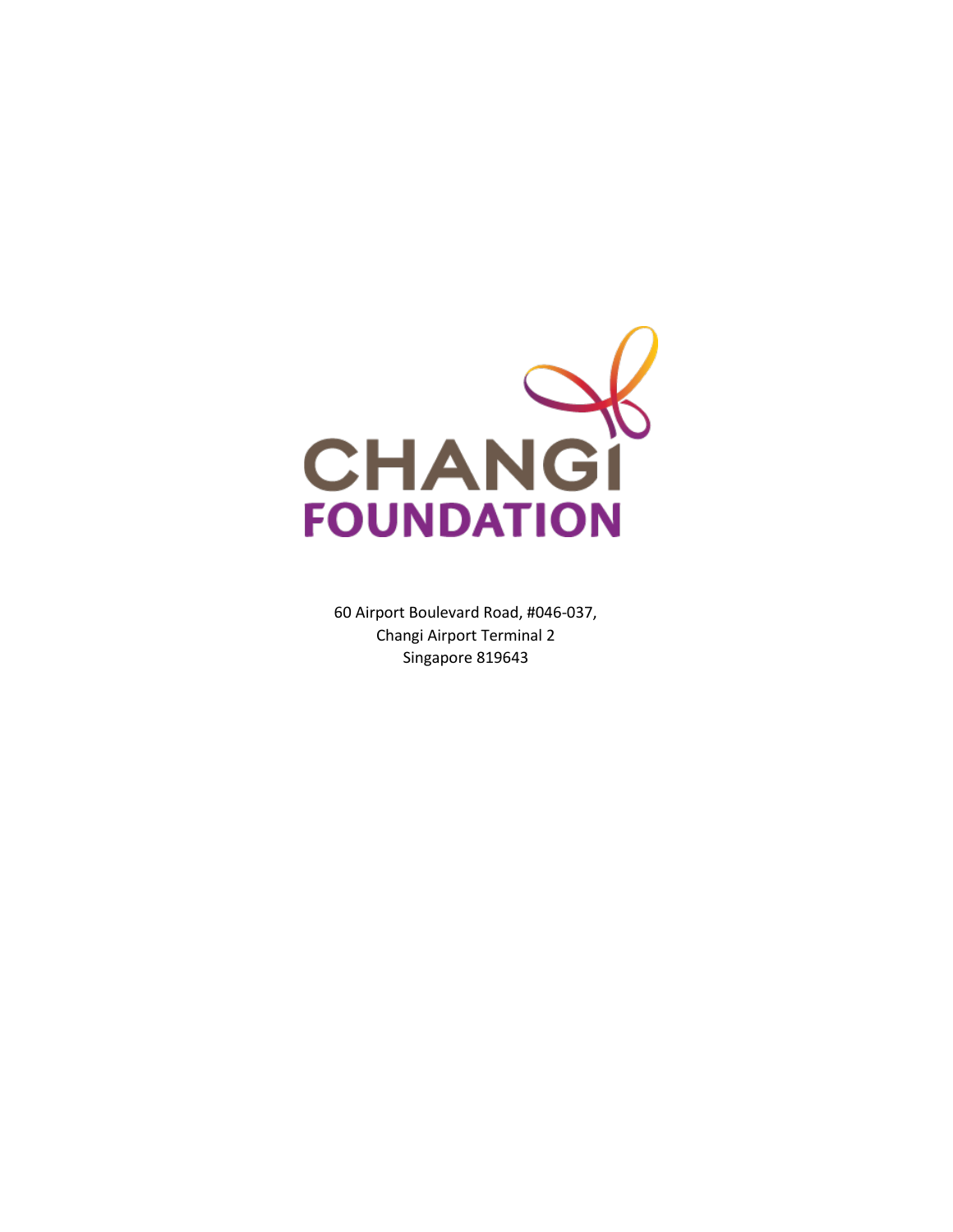CHANGI FOUNDATION

60 Airport Boulevard Road, #046-037,
Changi Airport Terminal 2
Singapore 819643